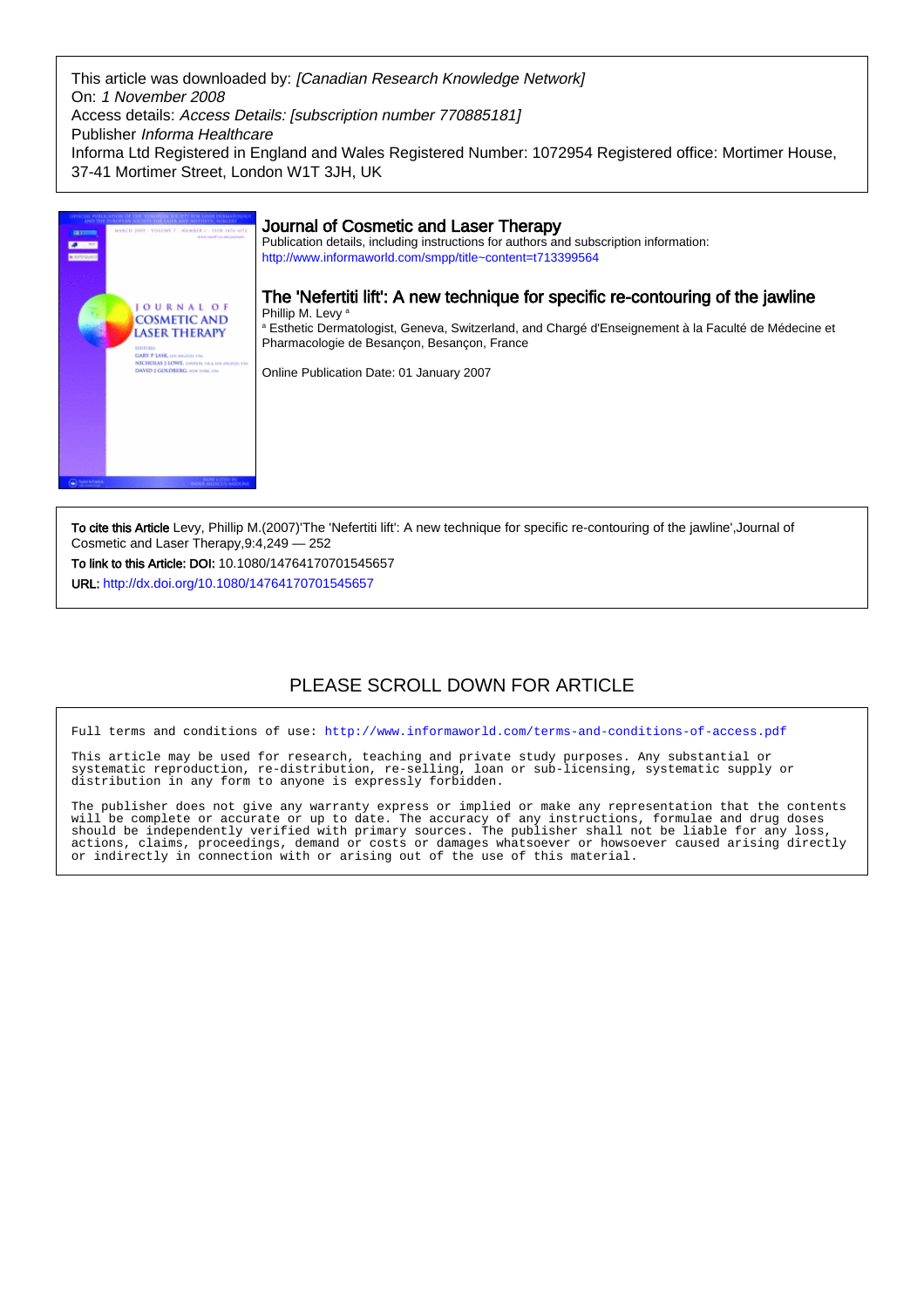This article was downloaded by: *[Canadian Research Knowledge Network]*
On: *1 November 2008*
Access details: *Access Details: [subscription number 770885181]*
Publisher *Informa Healthcare*
Informa Ltd Registered in England and Wales Registered Number: 1072954 Registered office: Mortimer House, 37-41 Mortimer Street, London W1T 3JH, UK

# Journal of Cosmetic and Laser Therapy

Publication details, including instructions for authors and subscription information:
http://www.informaworld.com/smpp/title~content=t713399564

## The 'Nefertiti lift': A new technique for specific re-contouring of the jawline

Phillip M. Levy [a]

[a] Esthetic Dermatologist, Geneva, Switzerland, and Chargé d'Enseignement à la Faculté de Médecine et Pharmacologie de Besançon, Besançon, France

Online Publication Date: 01 January 2007

**To cite this Article** Levy, Phillip M.(2007)'The 'Nefertiti lift': A new technique for specific re-contouring of the jawline',Journal of Cosmetic and Laser Therapy,9:4,249 — 252

**To link to this Article: DOI:** 10.1080/14764170701545657

**URL:** http://dx.doi.org/10.1080/14764170701545657

PLEASE SCROLL DOWN FOR ARTICLE

Full terms and conditions of use: http://www.informaworld.com/terms-and-conditions-of-access.pdf

This article may be used for research, teaching and private study purposes. Any substantial or systematic reproduction, re-distribution, re-selling, loan or sub-licensing, systematic supply or distribution in any form to anyone is expressly forbidden.

The publisher does not give any warranty express or implied or make any representation that the contents will be complete or accurate or up to date. The accuracy of any instructions, formulae and drug doses should be independently verified with primary sources. The publisher shall not be liable for any loss, actions, claims, proceedings, demand or costs or damages whatsoever or howsoever caused arising directly or indirectly in connection with or arising out of the use of this material.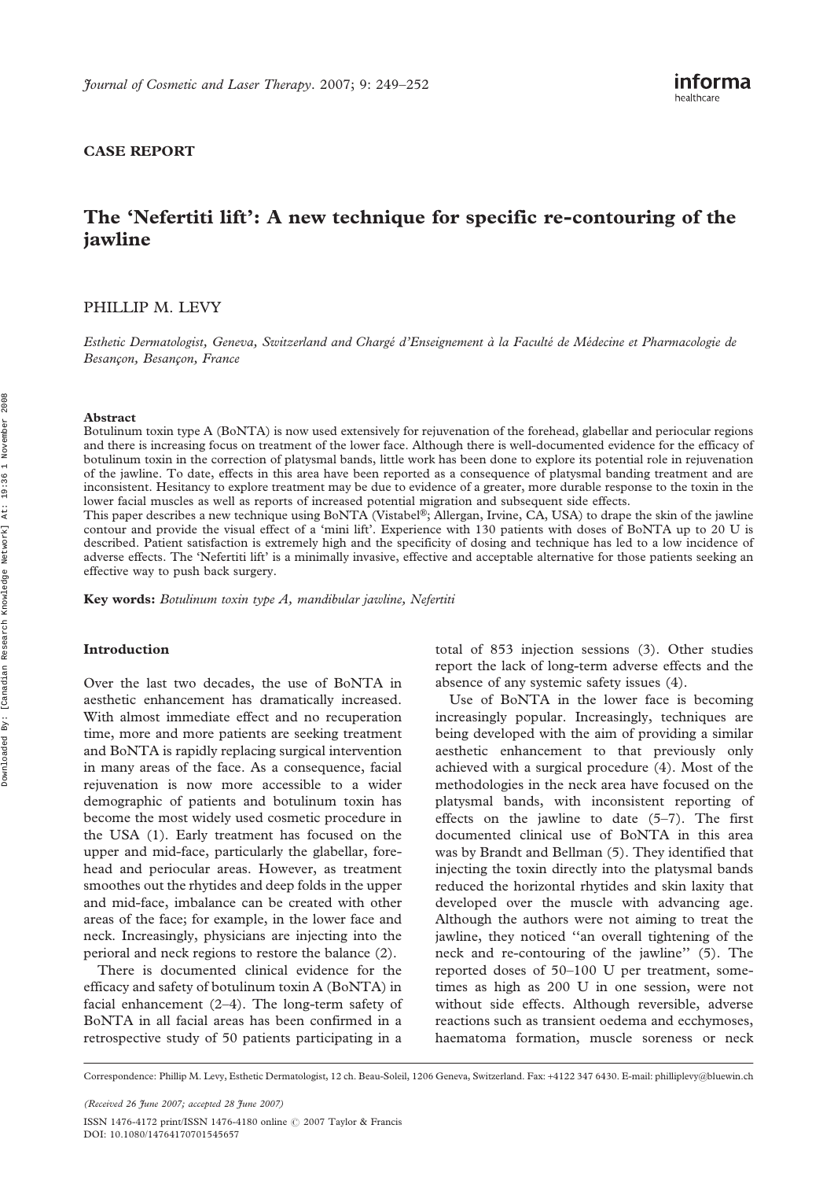## CASE REPORT

# The 'Nefertiti lift': A new technique for specific re-contouring of the jawline

PHILLIP M. LEVY

*Esthetic Dermatologist, Geneva, Switzerland and Chargé d'Enseignement à la Faculté de Médecine et Pharmacologie de Besançon, Besançon, France*

### Abstract

Botulinum toxin type A (BoNTA) is now used extensively for rejuvenation of the forehead, glabellar and periocular regions and there is increasing focus on treatment of the lower face. Although there is well-documented evidence for the efficacy of botulinum toxin in the correction of platysmal bands, little work has been done to explore its potential role in rejuvenation of the jawline. To date, effects in this area have been reported as a consequence of platysmal banding treatment and are inconsistent. Hesitancy to explore treatment may be due to evidence of a greater, more durable response to the toxin in the lower facial muscles as well as reports of increased potential migration and subsequent side effects.

This paper describes a new technique using BoNTA (Vistabel®; Allergan, Irvine, CA, USA) to drape the skin of the jawline contour and provide the visual effect of a 'mini lift'. Experience with 130 patients with doses of BoNTA up to 20 U is described. Patient satisfaction is extremely high and the specificity of dosing and technique has led to a low incidence of adverse effects. The 'Nefertiti lift' is a minimally invasive, effective and acceptable alternative for those patients seeking an effective way to push back surgery.

**Key words:** *Botulinum toxin type A, mandibular jawline, Nefertiti*

### Introduction

Over the last two decades, the use of BoNTA in aesthetic enhancement has dramatically increased. With almost immediate effect and no recuperation time, more and more patients are seeking treatment and BoNTA is rapidly replacing surgical intervention in many areas of the face. As a consequence, facial rejuvenation is now more accessible to a wider demographic of patients and botulinum toxin has become the most widely used cosmetic procedure in the USA (1). Early treatment has focused on the upper and mid-face, particularly the glabellar, forehead and periocular areas. However, as treatment smoothes out the rhytides and deep folds in the upper and mid-face, imbalance can be created with other areas of the face; for example, in the lower face and neck. Increasingly, physicians are injecting into the perioral and neck regions to restore the balance (2).

There is documented clinical evidence for the efficacy and safety of botulinum toxin A (BoNTA) in facial enhancement (2–4). The long-term safety of BoNTA in all facial areas has been confirmed in a retrospective study of 50 patients participating in a total of 853 injection sessions (3). Other studies report the lack of long-term adverse effects and the absence of any systemic safety issues (4).

Use of BoNTA in the lower face is becoming increasingly popular. Increasingly, techniques are being developed with the aim of providing a similar aesthetic enhancement to that previously only achieved with a surgical procedure (4). Most of the methodologies in the neck area have focused on the platysmal bands, with inconsistent reporting of effects on the jawline to date (5–7). The first documented clinical use of BoNTA in this area was by Brandt and Bellman (5). They identified that injecting the toxin directly into the platysmal bands reduced the horizontal rhytides and skin laxity that developed over the muscle with advancing age. Although the authors were not aiming to treat the jawline, they noticed "an overall tightening of the neck and re-contouring of the jawline" (5). The reported doses of 50–100 U per treatment, sometimes as high as 200 U in one session, were not without side effects. Although reversible, adverse reactions such as transient oedema and ecchymoses, haematoma formation, muscle soreness or neck

Correspondence: Phillip M. Levy, Esthetic Dermatologist, 12 ch. Beau-Soleil, 1206 Geneva, Switzerland. Fax: +4122 347 6430. E-mail: philliplevy@bluewin.ch

*(Received 26 June 2007; accepted 28 June 2007)*

ISSN 1476-4172 print/ISSN 1476-4180 online © 2007 Taylor & Francis
DOI: 10.1080/14764170701545657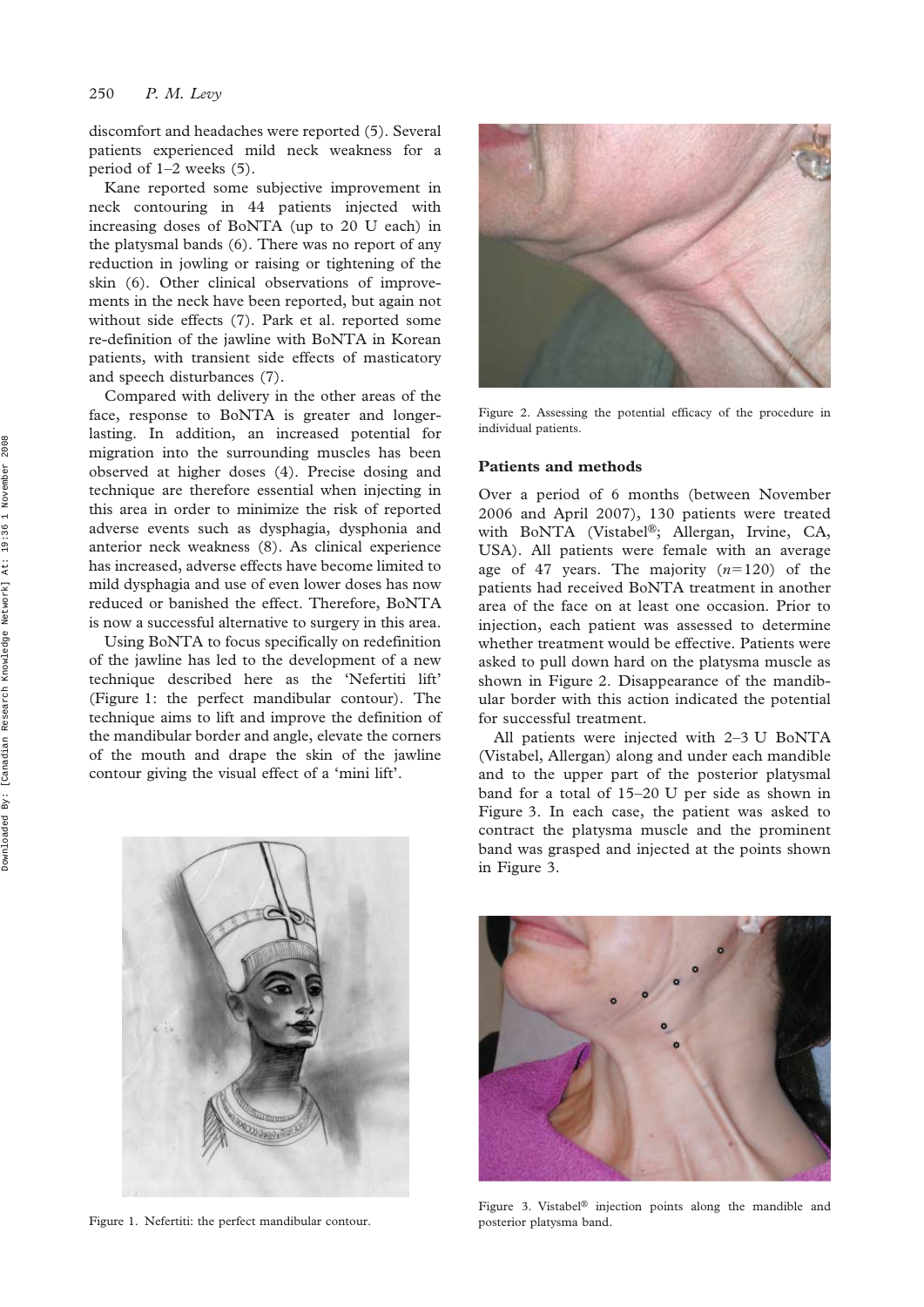discomfort and headaches were reported (5). Several patients experienced mild neck weakness for a period of 1–2 weeks (5).

Kane reported some subjective improvement in neck contouring in 44 patients injected with increasing doses of BoNTA (up to 20 U each) in the platysmal bands (6). There was no report of any reduction in jowling or raising or tightening of the skin (6). Other clinical observations of improvements in the neck have been reported, but again not without side effects (7). Park et al. reported some re-definition of the jawline with BoNTA in Korean patients, with transient side effects of masticatory and speech disturbances (7).

Compared with delivery in the other areas of the face, response to BoNTA is greater and longer-lasting. In addition, an increased potential for migration into the surrounding muscles has been observed at higher doses (4). Precise dosing and technique are therefore essential when injecting in this area in order to minimize the risk of reported adverse events such as dysphagia, dysphonia and anterior neck weakness (8). As clinical experience has increased, adverse effects have become limited to mild dysphagia and use of even lower doses has now reduced or banished the effect. Therefore, BoNTA is now a successful alternative to surgery in this area.

Using BoNTA to focus specifically on redefinition of the jawline has led to the development of a new technique described here as the 'Nefertiti lift' (Figure 1: the perfect mandibular contour). The technique aims to lift and improve the definition of the mandibular border and angle, elevate the corners of the mouth and drape the skin of the jawline contour giving the visual effect of a 'mini lift'.

Figure 1. Nefertiti: the perfect mandibular contour.

Figure 2. Assessing the potential efficacy of the procedure in individual patients.

## Patients and methods

Over a period of 6 months (between November 2006 and April 2007), 130 patients were treated with BoNTA (Vistabel®; Allergan, Irvine, CA, USA). All patients were female with an average age of 47 years. The majority ($n=120$) of the patients had received BoNTA treatment in another area of the face on at least one occasion. Prior to injection, each patient was assessed to determine whether treatment would be effective. Patients were asked to pull down hard on the platysma muscle as shown in Figure 2. Disappearance of the mandibular border with this action indicated the potential for successful treatment.

All patients were injected with 2–3 U BoNTA (Vistabel, Allergan) along and under each mandible and to the upper part of the posterior platysmal band for a total of 15–20 U per side as shown in Figure 3. In each case, the patient was asked to contract the platysma muscle and the prominent band was grasped and injected at the points shown in Figure 3.

Figure 3. Vistabel® injection points along the mandible and posterior platysma band.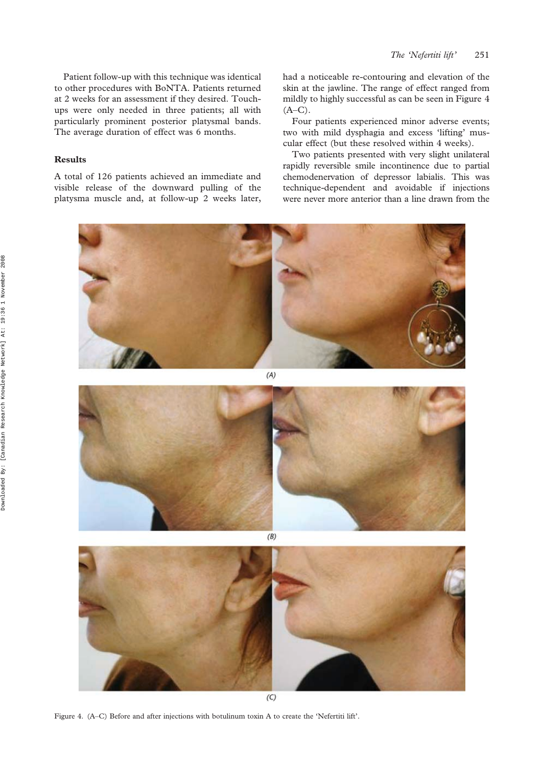Patient follow-up with this technique was identical to other procedures with BoNTA. Patients returned at 2 weeks for an assessment if they desired. Touch-ups were only needed in three patients; all with particularly prominent posterior platysmal bands. The average duration of effect was 6 months.

## Results

A total of 126 patients achieved an immediate and visible release of the downward pulling of the platysma muscle and, at follow-up 2 weeks later, had a noticeable re-contouring and elevation of the skin at the jawline. The range of effect ranged from mildly to highly successful as can be seen in Figure 4 (A–C).

Four patients experienced minor adverse events; two with mild dysphagia and excess 'lifting' muscular effect (but these resolved within 4 weeks).

Two patients presented with very slight unilateral rapidly reversible smile incontinence due to partial chemodenervation of depressor labialis. This was technique-dependent and avoidable if injections were never more anterior than a line drawn from the

Figure 4. (A–C) Before and after injections with botulinum toxin A to create the 'Nefertiti lift'.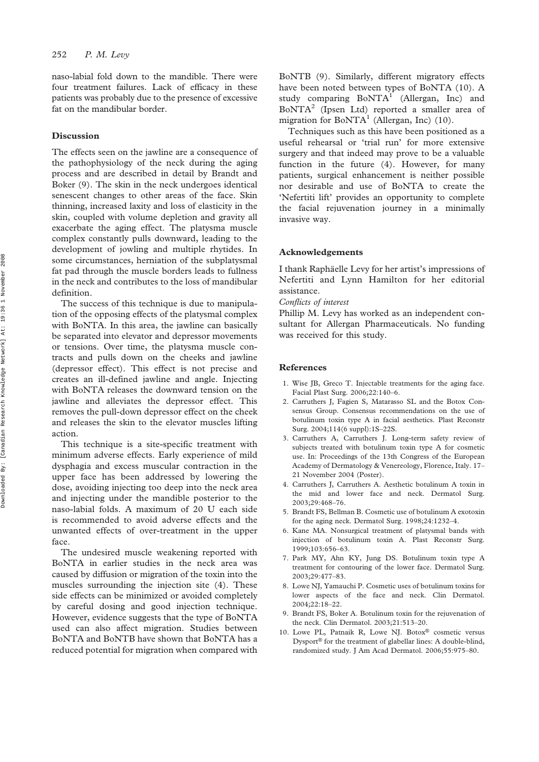naso-labial fold down to the mandible. There were four treatment failures. Lack of efficacy in these patients was probably due to the presence of excessive fat on the mandibular border.

## Discussion

The effects seen on the jawline are a consequence of the pathophysiology of the neck during the aging process and are described in detail by Brandt and Boker (9). The skin in the neck undergoes identical senescent changes to other areas of the face. Skin thinning, increased laxity and loss of elasticity in the skin, coupled with volume depletion and gravity all exacerbate the aging effect. The platysma muscle complex constantly pulls downward, leading to the development of jowling and multiple rhytides. In some circumstances, herniation of the subplatysmal fat pad through the muscle borders leads to fullness in the neck and contributes to the loss of mandibular definition.

The success of this technique is due to manipulation of the opposing effects of the platysmal complex with BoNTA. In this area, the jawline can basically be separated into elevator and depressor movements or tensions. Over time, the platysma muscle contracts and pulls down on the cheeks and jawline (depressor effect). This effect is not precise and creates an ill-defined jawline and angle. Injecting with BoNTA releases the downward tension on the jawline and alleviates the depressor effect. This removes the pull-down depressor effect on the cheek and releases the skin to the elevator muscles lifting action.

This technique is a site-specific treatment with minimum adverse effects. Early experience of mild dysphagia and excess muscular contraction in the upper face has been addressed by lowering the dose, avoiding injecting too deep into the neck area and injecting under the mandible posterior to the naso-labial folds. A maximum of 20 U each side is recommended to avoid adverse effects and the unwanted effects of over-treatment in the upper face.

The undesired muscle weakening reported with BoNTA in earlier studies in the neck area was caused by diffusion or migration of the toxin into the muscles surrounding the injection site (4). These side effects can be minimized or avoided completely by careful dosing and good injection technique. However, evidence suggests that the type of BoNTA used can also affect migration. Studies between BoNTA and BoNTB have shown that BoNTA has a reduced potential for migration when compared with BoNTB (9). Similarly, different migratory effects have been noted between types of BoNTA (10). A study comparing BoNTA[1] (Allergan, Inc) and BoNTA[2] (Ipsen Ltd) reported a smaller area of migration for BoNTA[1] (Allergan, Inc) (10).

Techniques such as this have been positioned as a useful rehearsal or 'trial run' for more extensive surgery and that indeed may prove to be a valuable function in the future (4). However, for many patients, surgical enhancement is neither possible nor desirable and use of BoNTA to create the 'Nefertiti lift' provides an opportunity to complete the facial rejuvenation journey in a minimally invasive way.

## Acknowledgements

I thank Raphäelle Levy for her artist's impressions of Nefertiti and Lynn Hamilton for her editorial assistance.

*Conflicts of interest*

Phillip M. Levy has worked as an independent consultant for Allergan Pharmaceuticals. No funding was received for this study.

## References

1. Wise JB, Greco T. Injectable treatments for the aging face. Facial Plast Surg. 2006;22:140–6.
2. Carruthers J, Fagien S, Matarasso SL and the Botox Consensus Group. Consensus recommendations on the use of botulinum toxin type A in facial aesthetics. Plast Reconstr Surg. 2004;114(6 suppl):1S–22S.
3. Carruthers A, Carruthers J. Long-term safety review of subjects treated with botulinum toxin type A for cosmetic use. In: Proceedings of the 13th Congress of the European Academy of Dermatology & Venereology, Florence, Italy. 17–21 November 2004 (Poster).
4. Carruthers J, Carruthers A. Aesthetic botulinum A toxin in the mid and lower face and neck. Dermatol Surg. 2003;29:468–76.
5. Brandt FS, Bellman B. Cosmetic use of botulinum A exotoxin for the aging neck. Dermatol Surg. 1998;24:1232–4.
6. Kane MA. Nonsurgical treatment of platysmal bands with injection of botulinum toxin A. Plast Reconstr Surg. 1999;103:656–63.
7. Park MY, Ahn KY, Jung DS. Botulinum toxin type A treatment for contouring of the lower face. Dermatol Surg. 2003;29:477–83.
8. Lowe NJ, Yamauchi P. Cosmetic uses of botulinum toxins for lower aspects of the face and neck. Clin Dermatol. 2004;22:18–22.
9. Brandt FS, Boker A. Botulinum toxin for the rejuvenation of the neck. Clin Dermatol. 2003;21:513–20.
10. Lowe PL, Patnaik R, Lowe NJ. Botox® cosmetic versus Dysport® for the treatment of glabellar lines: A double-blind, randomized study. J Am Acad Dermatol. 2006;55:975–80.